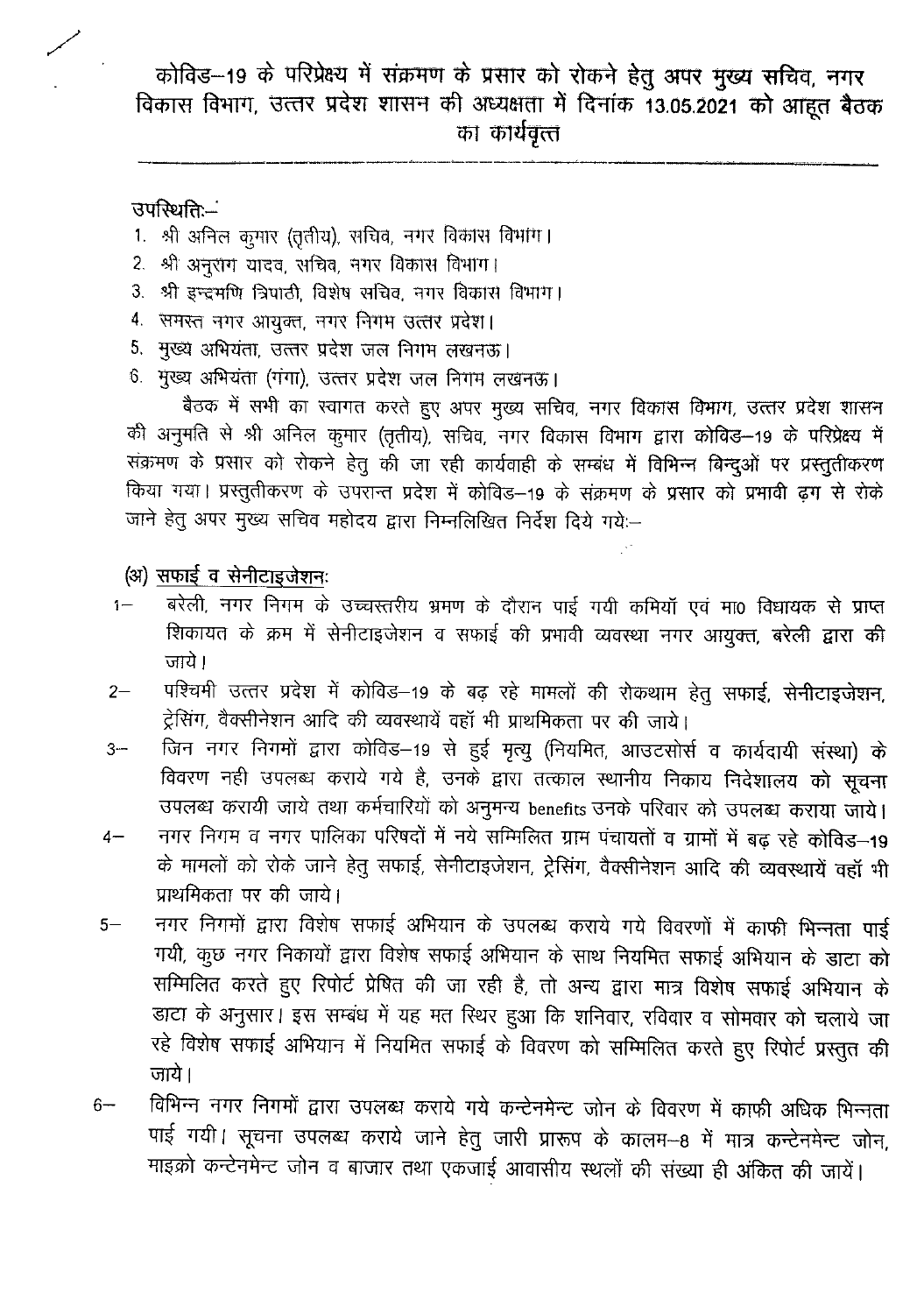# कोविड–19 के परिप्रेक्ष्य में संक्रमण के प्रसार को रोकने हेतु अपर मुख्य सचिव, नगर विकास विभाग, उत्तर प्रदेश शासन की अध्यक्षता में दिनांक 13.05.2021 को आहूत बैठक का कार्यवृत्त

उपस्थितिः–

1. श्री अनिल कुमार (तृतीय), सचिव, नगर विकास विभाग।
2. श्री अनुराग यादव, सचिव, नगर विकास विभाग।
3. श्री इन्द्रमणि त्रिपाठी, विशेष सचिव, नगर विकास विभाग।
4. समस्त नगर आयुक्त, नगर निगम उत्तर प्रदेश।
5. मुख्य अभियंता, उत्तर प्रदेश जल निगम लखनऊ।
6. मुख्य अभियंता (गंगा), उत्तर प्रदेश जल निगम लखनऊ।

बैठक में सभी का स्वागत करते हुए अपर मुख्य सचिव, नगर विकास विभाग, उत्तर प्रदेश शासन की अनुमति से श्री अनिल कुमार (तृतीय), सचिव, नगर विकास विभाग द्वारा कोविड–19 के परिप्रेक्ष्य में संक्रमण के प्रसार को रोकने हेतु की जा रही कार्यवाही के सम्बंध में विभिन्न बिन्दुओं पर प्रस्तुतीकरण किया गया। प्रस्तुतीकरण के उपरान्त प्रदेश में कोविड–19 के संक्रमण के प्रसार को प्रभावी ढ़ग से रोके जाने हेतु अपर मुख्य सचिव महोदय द्वारा निम्नलिखित निर्देश दिये गयेः–

## (अ) सफाई व सेनीटाइजेशनः

1– बरेली, नगर निगम के उच्चस्तरीय भ्रमण के दौरान पाई गयी कमियॉ एवं मा० विधायक से प्राप्त शिकायत के क्रम में सेनीटाइजेशन व सफाई की प्रभावी व्यवस्था नगर आयुक्त, बरेली द्वारा की जाये।

2– पश्चिमी उत्तर प्रदेश में कोविड–19 के बढ़ रहे मामलों की रोकथाम हेतु सफाई, सेनीटाइजेशन, ट्रेसिंग, वैक्सीनेशन आदि की व्यवस्थायें वहॉ भी प्राथमिकता पर की जाये।

3– जिन नगर निगमों द्वारा कोविड–19 से हुई मृत्यु (नियमित, आउटसोर्स व कार्यदायी संस्था) के विवरण नही उपलब्ध कराये गये है, उनके द्वारा तत्काल स्थानीय निकाय निदेशालय को सूचना उपलब्ध करायी जाये तथा कर्मचारियों को अनुमन्य benefits उनके परिवार को उपलब्ध कराया जाये।

4– नगर निगम व नगर पालिका परिषदों में नये सम्मिलित ग्राम पंचायतों व ग्रामों में बढ़ रहे कोविड–19 के मामलों को रोके जाने हेतु सफाई, सेनीटाइजेशन, ट्रेसिंग, वैक्सीनेशन आदि की व्यवस्थायें वहॉ भी प्राथमिकता पर की जाये।

5– नगर निगमों द्वारा विशेष सफाई अभियान के उपलब्ध कराये गये विवरणों में काफी भिन्नता पाई गयी, कुछ नगर निकायों द्वारा विशेष सफाई अभियान के साथ नियमित सफाई अभियान के डाटा को सम्मिलित करते हुए रिपोर्ट प्रेषित की जा रही है, तो अन्य द्वारा मात्र विशेष सफाई अभियान के डाटा के अनुसार। इस सम्बंध में यह मत स्थिर हुआ कि शनिवार, रविवार व सोमवार को चलाये जा रहे विशेष सफाई अभियान में नियमित सफाई के विवरण को सम्मिलित करते हुए रिपोर्ट प्रस्तुत की जाये।

6– विभिन्न नगर निगमों द्वारा उपलब्ध कराये गये कन्टेनमेन्ट जोन के विवरण में काफी अधिक भिन्नता पाई गयी। सूचना उपलब्ध कराये जाने हेतु जारी प्रारूप के कालम–8 में मात्र कन्टेनमेन्ट जोन, माइक्रो कन्टेनमेन्ट जोन व बाजार तथा एकजाई आवासीय स्थलों की संख्या ही अंकित की जायें।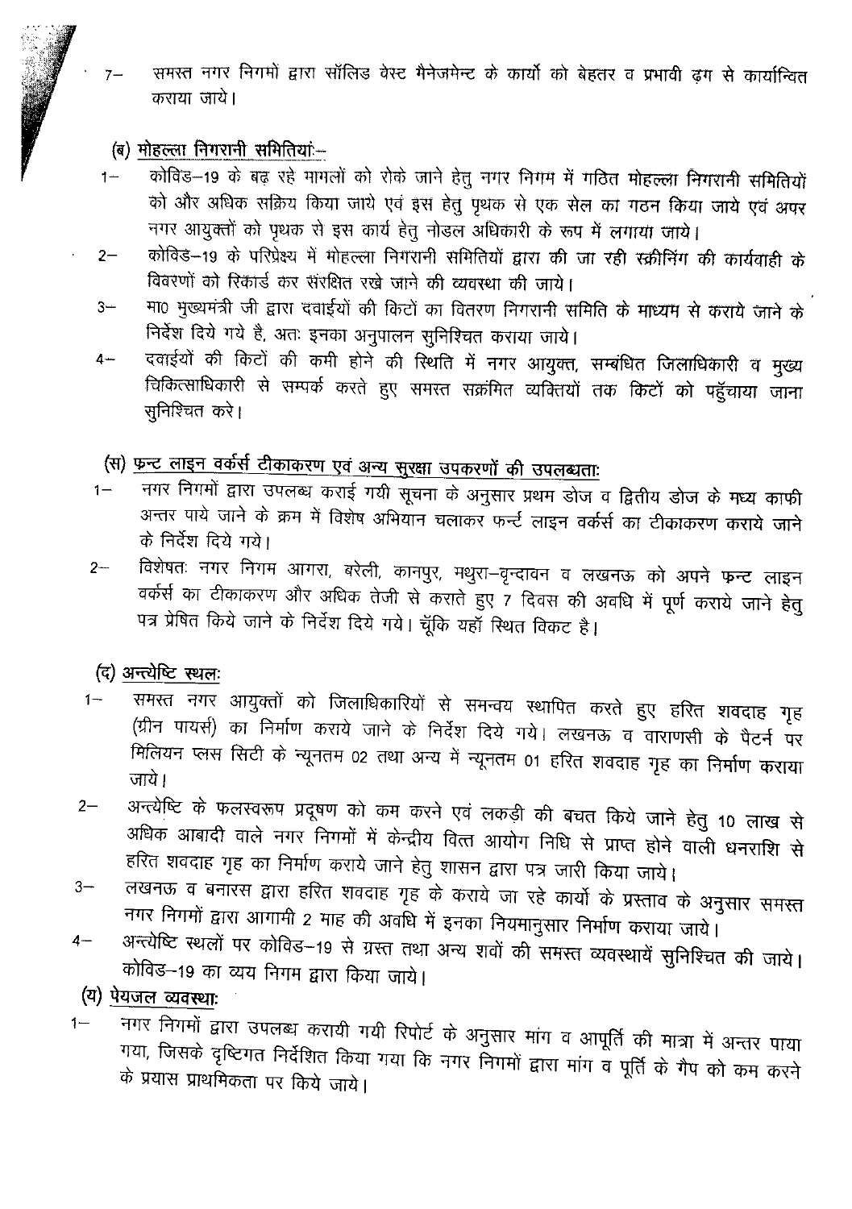7– समस्त नगर निगमों द्वारा सॉलिड वेस्ट मैनेजमेन्ट के कार्यो को बेहतर व प्रभावी ढ़ग से कार्यान्वित कराया जाये।

**(ब) मोहल्ला निगरानी समितियां:–**

1– कोविड–19 के बढ़ रहे मामलों को रोके जाने हेतु नगर निगम में गठित मोहल्ला निगरानी समितियों को और अधिक सक्रिय किया जाये एवं इस हेतु पृथक से एक सेल का गठन किया जाये एवं अपर नगर आयुक्तों को पृथक से इस कार्य हेतु नोडल अधिकारी के रूप में लगाया जाये।

2– कोविड–19 के परिप्रेक्ष्य में मोहल्ला निगरानी समितियों द्वारा की जा रही स्क्रीनिंग की कार्यवाही के विवरणों को रिकार्ड कर संरक्षित रखे जाने की व्यवस्था की जाये।

3– मा0 मुख्यमंत्री जी द्वारा दवाईयों की किटों का वितरण निगरानी समिति के माध्यम से कराये जाने के निर्देश दिये गये है, अतः इनका अनुपालन सुनिश्चित कराया जाये।

4– दवाईयों की किटों की कमी होने की स्थिति में नगर आयुक्त, सम्बंधित जिलाधिकारी व मुख्य चिकित्साधिकारी से सम्पर्क करते हुए समस्त सक्रंमित व्यक्तियों तक किटों को पहुँचाया जाना सुनिश्चित करे।

**(स) फ्रन्ट लाइन वर्कर्स टीकाकरण एवं अन्य सुरक्षा उपकरणों की उपलब्धता:**

1– नगर निगमों द्वारा उपलब्ध कराई गयी सूचना के अनुसार प्रथम डोज व द्वितीय डोज के मध्य काफी अन्तर पाये जाने के क्रम में विशेष अभियान चलाकर फर्न्ट लाइन वर्कर्स का टीकाकरण कराये जाने के निर्देश दिये गये।

2– विशेषतः नगर निगम आगरा, बरेली, कानपुर, मथुरा–वृन्दावन व लखनऊ को अपने फ्रन्ट लाइन वर्कर्स का टीकाकरण और अधिक तेजी से कराते हुए 7 दिवस की अवधि में पूर्ण कराये जाने हेतु पत्र प्रेषित किये जाने के निर्देश दिये गये। चूँकि यहाँ स्थित विकट है।

**(द) अन्त्येष्टि स्थल:**

1– समस्त नगर आयुक्तों को जिलाधिकारियों से समन्वय स्थापित करते हुए हरित शवदाह गृह (ग्रीन पायर्स) का निर्माण कराये जाने के निर्देश दिये गये। लखनऊ व वाराणसी के पैटर्न पर मिलियन प्लस सिटी के न्यूनतम 02 तथा अन्य में न्यूनतम 01 हरित शवदाह गृह का निर्माण कराया जाये।

2– अन्त्येष्टि के फलस्वरूप प्रदूषण को कम करने एवं लकड़ी की बचत किये जाने हेतु 10 लाख से अधिक आबादी वाले नगर निगमों में केन्द्रीय वित्त आयोग निधि से प्राप्त होने वाली धनराशि से हरित शवदाह गृह का निर्माण कराये जाने हेतु शासन द्वारा पत्र जारी किया जाये।

3– लखनऊ व बनारस द्वारा हरित शवदाह गृह के कराये जा रहे कार्यो के प्रस्ताव के अनुसार समस्त नगर निगमों द्वारा आगामी 2 माह की अवधि में इनका नियमानुसार निर्माण कराया जाये।

4– अन्त्येष्टि स्थलों पर कोविड–19 से ग्रस्त तथा अन्य शवों की समस्त व्यवस्थायें सुनिश्चित की जाये। कोविड–19 का व्यय निगम द्वारा किया जाये।

**(य) पेयजल व्यवस्था:**

1– नगर निगमों द्वारा उपलब्ध करायी गयी रिपोर्ट के अनुसार मांग व आपूर्ति की मात्रा में अन्तर पाया गया, जिसके दृष्टिगत निर्देशित किया गया कि नगर निगमों द्वारा मांग व पूर्ति के गैप को कम करने के प्रयास प्राथमिकता पर किये जाये।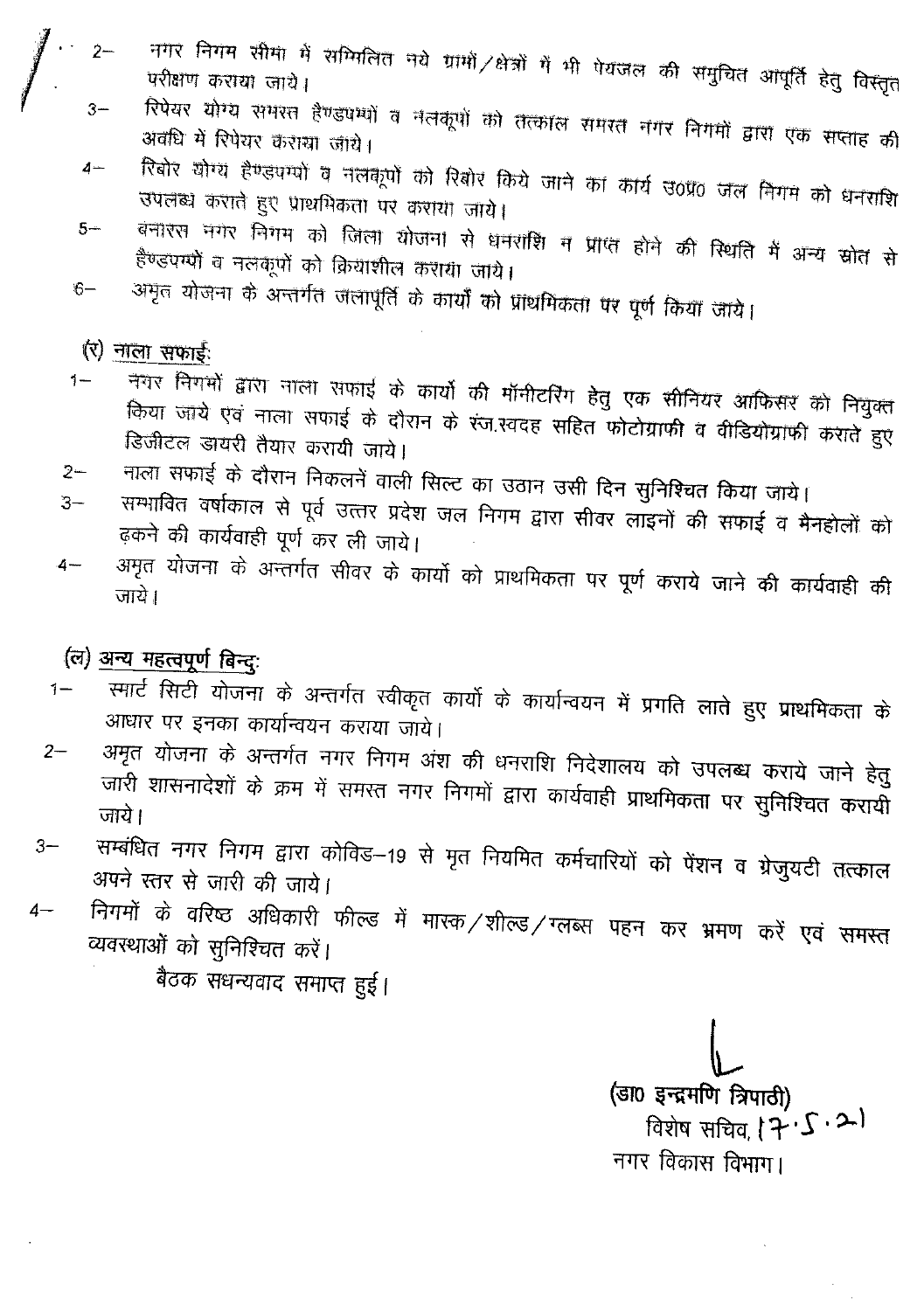2– नगर निगम सीमा में सम्मिलित नये ग्रामों/क्षेत्रों में भी पेयजल की समुचित आपूर्ति हेतु विस्तृत परीक्षण कराया जाये।

3– रिपेयर योग्य समस्त हैण्डपम्पों व नलकूपों को तत्काल समस्त नगर निगमों द्वारा एक सप्ताह की अवधि में रिपेयर कराया जाये।

4– रिबोर योग्य हैण्डपम्पों व नलकूपों को रिबोर किये जाने का कार्य उ0प्र0 जल निगम को धनराशि उपलब्ध कराते हुए प्राथमिकता पर कराया जाये।

5– बनारस नगर निगम को जिला योजना से धनराशि न प्राप्त होने की स्थिति में अन्य स्रोत से हैण्डपम्पों व नलकूपों को क्रियाशील कराया जाये।

6– अमृत योजना के अन्तर्गत जलापूर्ति के कार्यों को प्राथमिकता पर पूर्ण किया जाये।

(र) <u>नाला सफाई:</u>

1– नगर निगमों द्वारा नाला सफाई के कार्यो की मॉनीटरिंग हेतु एक सीनियर आफिसर को नियुक्त किया जाये एवं नाला सफाई के दौरान के रंज.स्वदह सहित फोटोग्राफी व वीडियोग्राफी कराते हुए डिजीटल डायरी तैयार करायी जाये।

2– नाला सफाई के दौरान निकलनें वाली सिल्ट का उठान उसी दिन सुनिश्चित किया जाये।

3– सम्भावित वर्षाकाल से पूर्व उत्तर प्रदेश जल निगम द्वारा सीवर लाइनों की सफाई व मैनहोलों को ढ़कने की कार्यवाही पूर्ण कर ली जाये।

4– अमृत योजना के अन्तर्गत सीवर के कार्यो को प्राथमिकता पर पूर्ण कराये जाने की कार्यवाही की जाये।

(ल) <u>अन्य महत्वपूर्ण बिन्दु:</u>

1– स्मार्ट सिटी योजना के अन्तर्गत स्वीकृत कार्यो के कार्यान्वयन में प्रगति लाते हुए प्राथमिकता के आधार पर इनका कार्यान्वयन कराया जाये।

2– अमृत योजना के अन्तर्गत नगर निगम अंश की धनराशि निदेशालय को उपलब्ध कराये जाने हेतु जारी शासनादेशों के क्रम में समस्त नगर निगमों द्वारा कार्यवाही प्राथमिकता पर सुनिश्चित करायी जाये।

3– सम्बंधित नगर निगम द्वारा कोविड–19 से मृत नियमित कर्मचारियों को पेंशन व ग्रेजुयटी तत्काल अपने स्तर से जारी की जाये।

4– निगमों के वरिष्ठ अधिकारी फील्ड में मास्क/शील्ड/ग्लब्स पहन कर भ्रमण करें एवं समस्त व्यवस्थाओं को सुनिश्चित करें।

बैठक सधन्यवाद समाप्त हुई।

(डा0 इन्द्रमणि त्रिपाठी)
विशेष सचिव, 17.5.21
नगर विकास विभाग।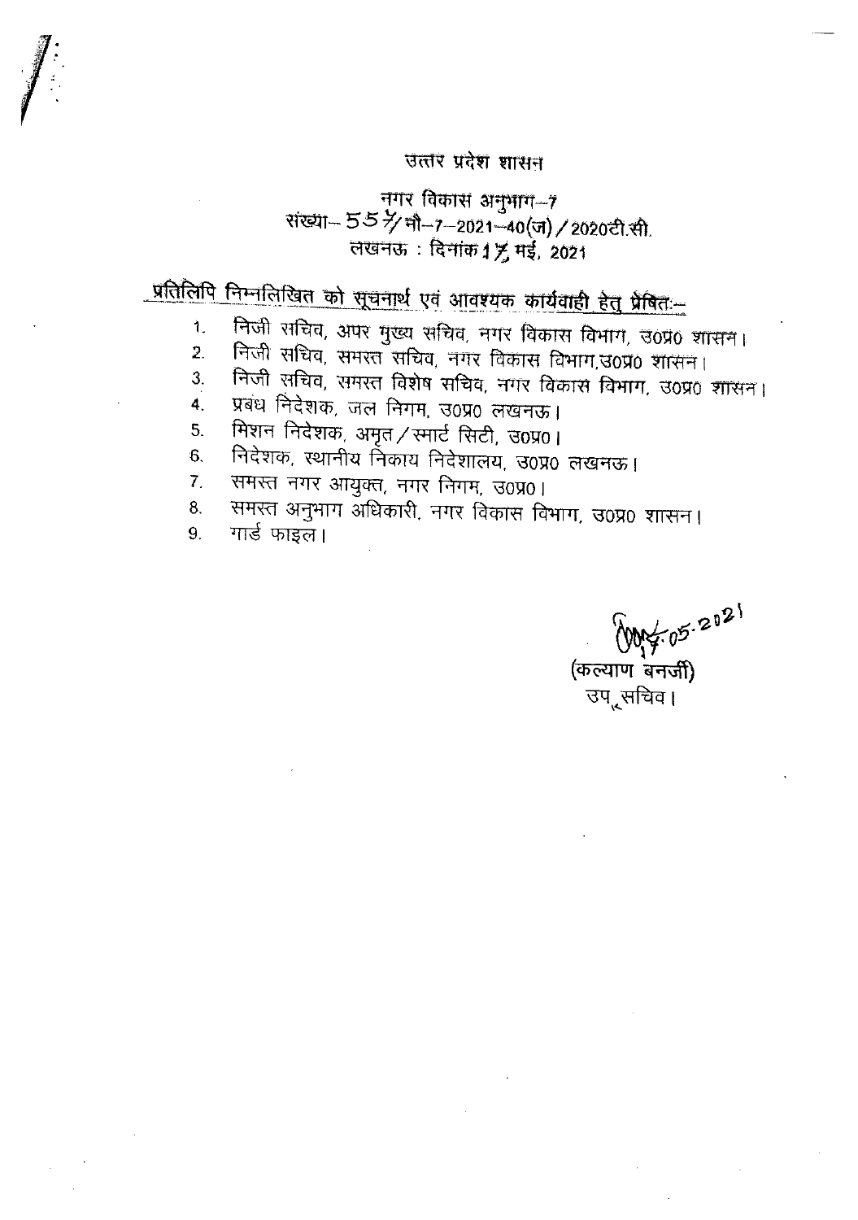उत्तर प्रदेश शासन

नगर विकास अनुभाग–7

संख्या– 557/नौ–7–2021–40(ज)/2020टी.सी.

लखनऊ : दिनांक 17 मई, 2021

प्रतिलिपि निम्नलिखित को सूचनार्थ एवं आवश्यक कार्यवाही हेतु प्रेषितः–

1. निजी सचिव, अपर मुख्य सचिव, नगर विकास विभाग, उ0प्र0 शासन।
2. निजी सचिव, समस्त सचिव, नगर विकास विभाग,उ0प्र0 शासन।
3. निजी सचिव, समस्त विशेष सचिव, नगर विकास विभाग, उ0प्र0 शासन।
4. प्रबंध निदेशक, जल निगम, उ0प्र0 लखनऊ।
5. मिशन निदेशक, अमृत/स्मार्ट सिटी, उ0प्र0।
6. निदेशक, स्थानीय निकाय निदेशालय, उ0प्र0 लखनऊ।
7. समस्त नगर आयुक्त, नगर निगम, उ0प्र0।
8. समस्त अनुभाग अधिकारी, नगर विकास विभाग, उ0प्र0 शासन।
9. गार्ड फाइल।

17.05.2021

(कल्याण बनर्जी)

उप सचिव।